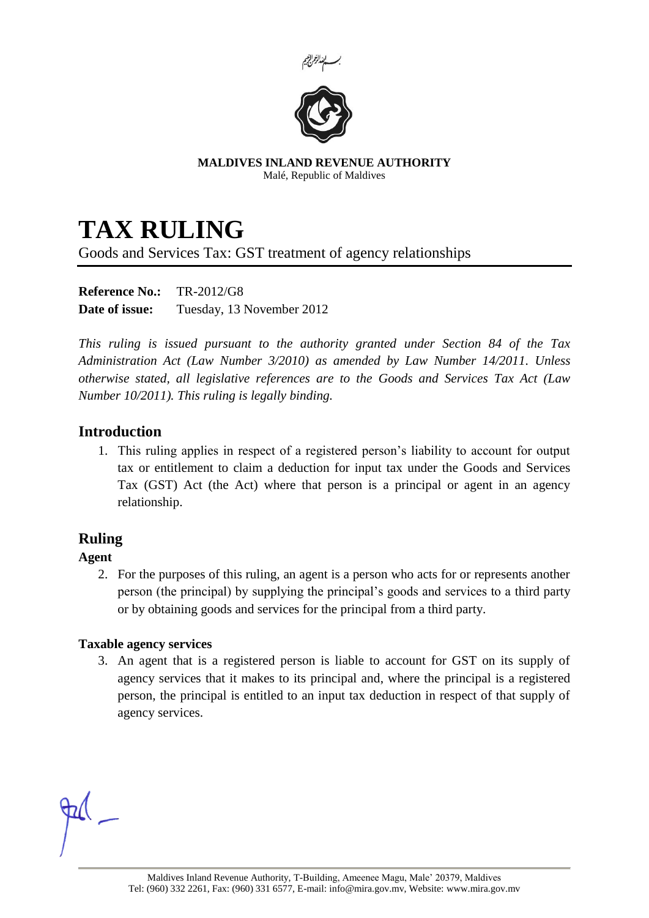بسم الله الرحمن الرحيم

**MALDIVES INLAND REVENUE AUTHORITY**
Malé, Republic of Maldives

# TAX RULING

Goods and Services Tax: GST treatment of agency relationships

**Reference No.:** TR-2012/G8
**Date of issue:** Tuesday, 13 November 2012

*This ruling is issued pursuant to the authority granted under Section 84 of the Tax Administration Act (Law Number 3/2010) as amended by Law Number 14/2011. Unless otherwise stated, all legislative references are to the Goods and Services Tax Act (Law Number 10/2011). This ruling is legally binding.*

## Introduction

1. This ruling applies in respect of a registered person's liability to account for output tax or entitlement to claim a deduction for input tax under the Goods and Services Tax (GST) Act (the Act) where that person is a principal or agent in an agency relationship.

## Ruling

### Agent

2. For the purposes of this ruling, an agent is a person who acts for or represents another person (the principal) by supplying the principal's goods and services to a third party or by obtaining goods and services for the principal from a third party.

### Taxable agency services

3. An agent that is a registered person is liable to account for GST on its supply of agency services that it makes to its principal and, where the principal is a registered person, the principal is entitled to an input tax deduction in respect of that supply of agency services.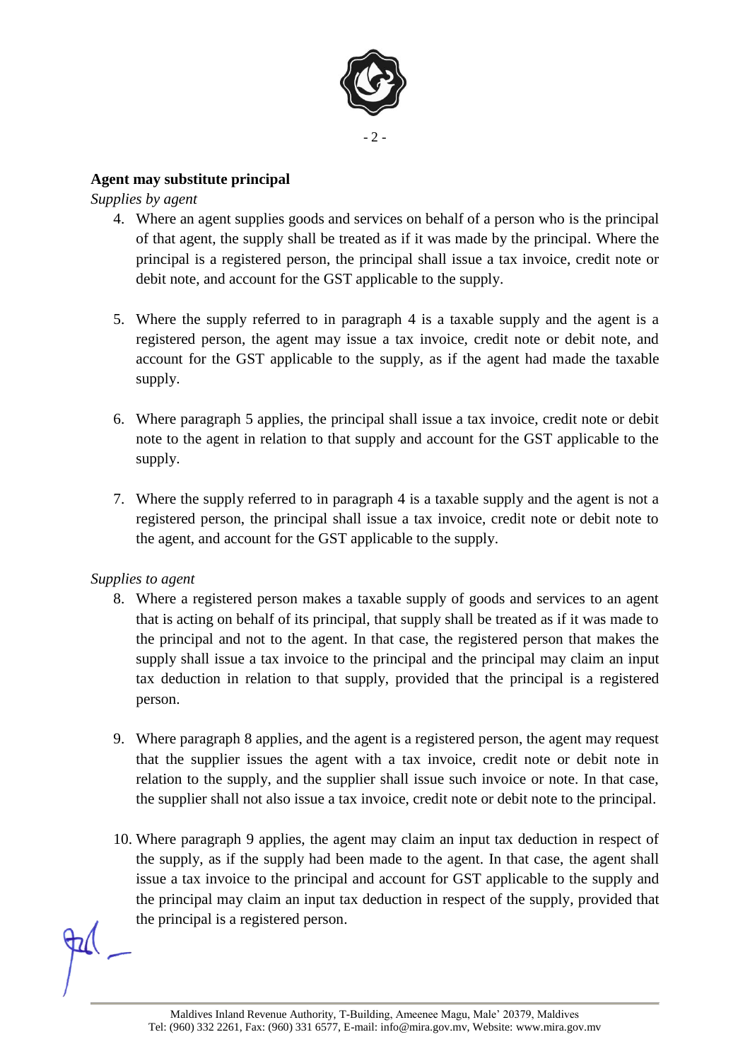**Agent may substitute principal**

*Supplies by agent*

4. Where an agent supplies goods and services on behalf of a person who is the principal of that agent, the supply shall be treated as if it was made by the principal. Where the principal is a registered person, the principal shall issue a tax invoice, credit note or debit note, and account for the GST applicable to the supply.

5. Where the supply referred to in paragraph 4 is a taxable supply and the agent is a registered person, the agent may issue a tax invoice, credit note or debit note, and account for the GST applicable to the supply, as if the agent had made the taxable supply.

6. Where paragraph 5 applies, the principal shall issue a tax invoice, credit note or debit note to the agent in relation to that supply and account for the GST applicable to the supply.

7. Where the supply referred to in paragraph 4 is a taxable supply and the agent is not a registered person, the principal shall issue a tax invoice, credit note or debit note to the agent, and account for the GST applicable to the supply.

*Supplies to agent*

8. Where a registered person makes a taxable supply of goods and services to an agent that is acting on behalf of its principal, that supply shall be treated as if it was made to the principal and not to the agent. In that case, the registered person that makes the supply shall issue a tax invoice to the principal and the principal may claim an input tax deduction in relation to that supply, provided that the principal is a registered person.

9. Where paragraph 8 applies, and the agent is a registered person, the agent may request that the supplier issues the agent with a tax invoice, credit note or debit note in relation to the supply, and the supplier shall issue such invoice or note. In that case, the supplier shall not also issue a tax invoice, credit note or debit note to the principal.

10. Where paragraph 9 applies, the agent may claim an input tax deduction in respect of the supply, as if the supply had been made to the agent. In that case, the agent shall issue a tax invoice to the principal and account for GST applicable to the supply and the principal may claim an input tax deduction in respect of the supply, provided that the principal is a registered person.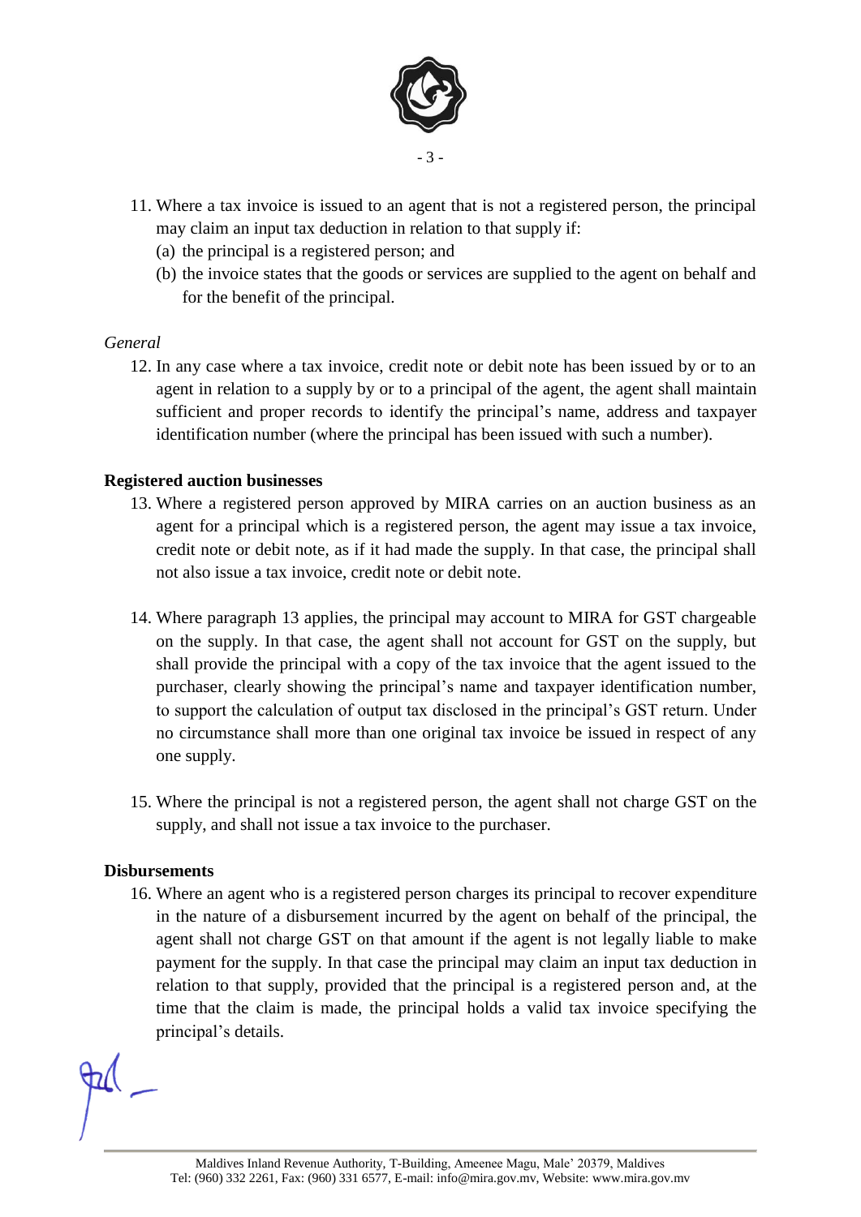11. Where a tax invoice is issued to an agent that is not a registered person, the principal may claim an input tax deduction in relation to that supply if:
    (a) the principal is a registered person; and
    (b) the invoice states that the goods or services are supplied to the agent on behalf and for the benefit of the principal.

*General*

12. In any case where a tax invoice, credit note or debit note has been issued by or to an agent in relation to a supply by or to a principal of the agent, the agent shall maintain sufficient and proper records to identify the principal's name, address and taxpayer identification number (where the principal has been issued with such a number).

**Registered auction businesses**

13. Where a registered person approved by MIRA carries on an auction business as an agent for a principal which is a registered person, the agent may issue a tax invoice, credit note or debit note, as if it had made the supply. In that case, the principal shall not also issue a tax invoice, credit note or debit note.

14. Where paragraph 13 applies, the principal may account to MIRA for GST chargeable on the supply. In that case, the agent shall not account for GST on the supply, but shall provide the principal with a copy of the tax invoice that the agent issued to the purchaser, clearly showing the principal's name and taxpayer identification number, to support the calculation of output tax disclosed in the principal's GST return. Under no circumstance shall more than one original tax invoice be issued in respect of any one supply.

15. Where the principal is not a registered person, the agent shall not charge GST on the supply, and shall not issue a tax invoice to the purchaser.

**Disbursements**

16. Where an agent who is a registered person charges its principal to recover expenditure in the nature of a disbursement incurred by the agent on behalf of the principal, the agent shall not charge GST on that amount if the agent is not legally liable to make payment for the supply. In that case the principal may claim an input tax deduction in relation to that supply, provided that the principal is a registered person and, at the time that the claim is made, the principal holds a valid tax invoice specifying the principal's details.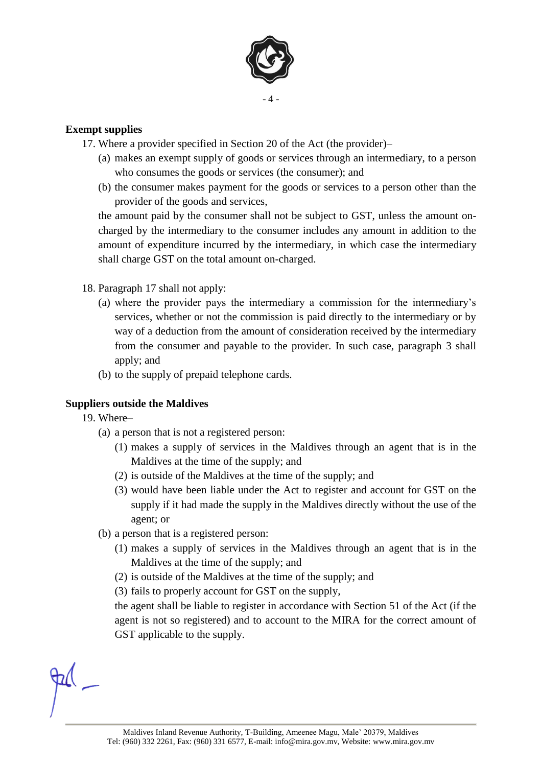**Exempt supplies**

17. Where a provider specified in Section 20 of the Act (the provider)–
    (a) makes an exempt supply of goods or services through an intermediary, to a person who consumes the goods or services (the consumer); and
    (b) the consumer makes payment for the goods or services to a person other than the provider of the goods and services,

    the amount paid by the consumer shall not be subject to GST, unless the amount on-charged by the intermediary to the consumer includes any amount in addition to the amount of expenditure incurred by the intermediary, in which case the intermediary shall charge GST on the total amount on-charged.

18. Paragraph 17 shall not apply:
    (a) where the provider pays the intermediary a commission for the intermediary's services, whether or not the commission is paid directly to the intermediary or by way of a deduction from the amount of consideration received by the intermediary from the consumer and payable to the provider. In such case, paragraph 3 shall apply; and
    (b) to the supply of prepaid telephone cards.

**Suppliers outside the Maldives**

19. Where–
    (a) a person that is not a registered person:
        (1) makes a supply of services in the Maldives through an agent that is in the Maldives at the time of the supply; and
        (2) is outside of the Maldives at the time of the supply; and
        (3) would have been liable under the Act to register and account for GST on the supply if it had made the supply in the Maldives directly without the use of the agent; or
    (b) a person that is a registered person:
        (1) makes a supply of services in the Maldives through an agent that is in the Maldives at the time of the supply; and
        (2) is outside of the Maldives at the time of the supply; and
        (3) fails to properly account for GST on the supply,

        the agent shall be liable to register in accordance with Section 51 of the Act (if the agent is not so registered) and to account to the MIRA for the correct amount of GST applicable to the supply.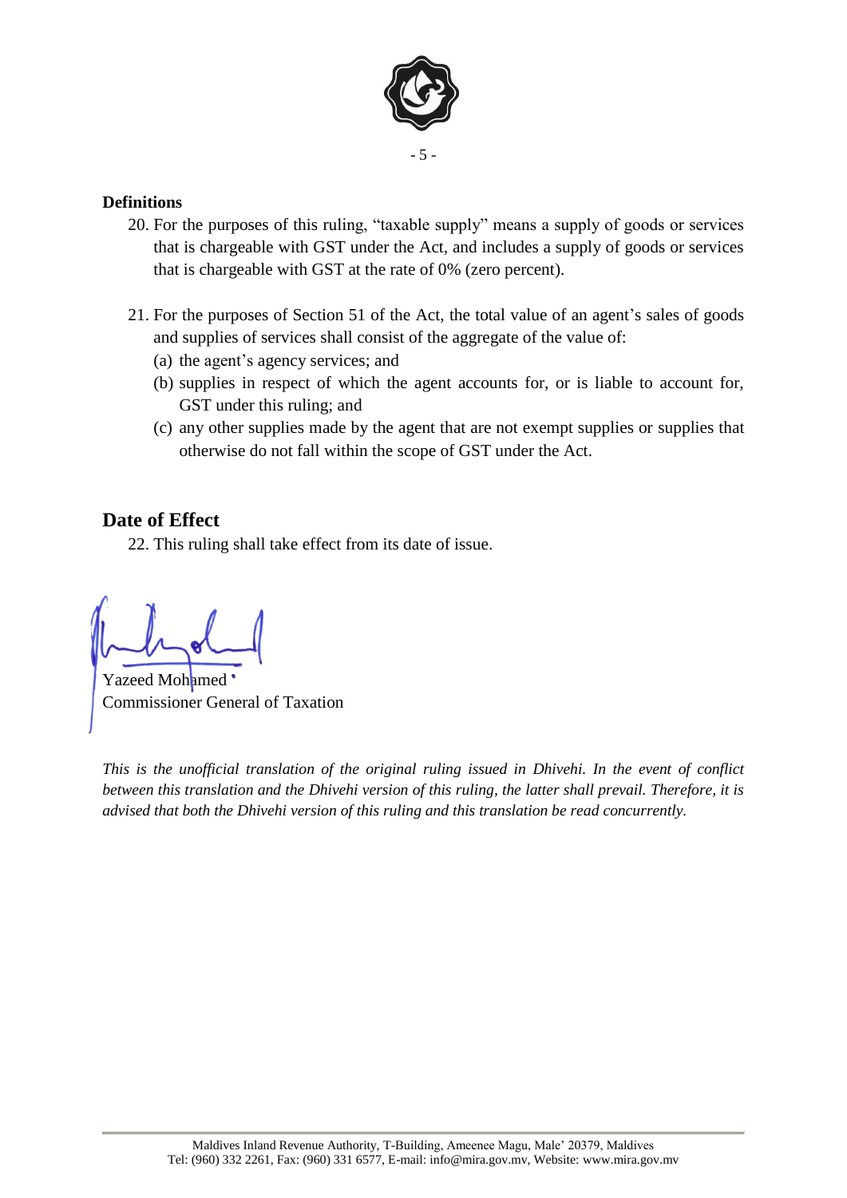**Definitions**

20. For the purposes of this ruling, "taxable supply" means a supply of goods or services that is chargeable with GST under the Act, and includes a supply of goods or services that is chargeable with GST at the rate of 0% (zero percent).

21. For the purposes of Section 51 of the Act, the total value of an agent's sales of goods and supplies of services shall consist of the aggregate of the value of:
    (a) the agent's agency services; and
    (b) supplies in respect of which the agent accounts for, or is liable to account for, GST under this ruling; and
    (c) any other supplies made by the agent that are not exempt supplies or supplies that otherwise do not fall within the scope of GST under the Act.

## Date of Effect

22. This ruling shall take effect from its date of issue.

Yazeed Mohamed
Commissioner General of Taxation

*This is the unofficial translation of the original ruling issued in Dhivehi. In the event of conflict between this translation and the Dhivehi version of this ruling, the latter shall prevail. Therefore, it is advised that both the Dhivehi version of this ruling and this translation be read concurrently.*